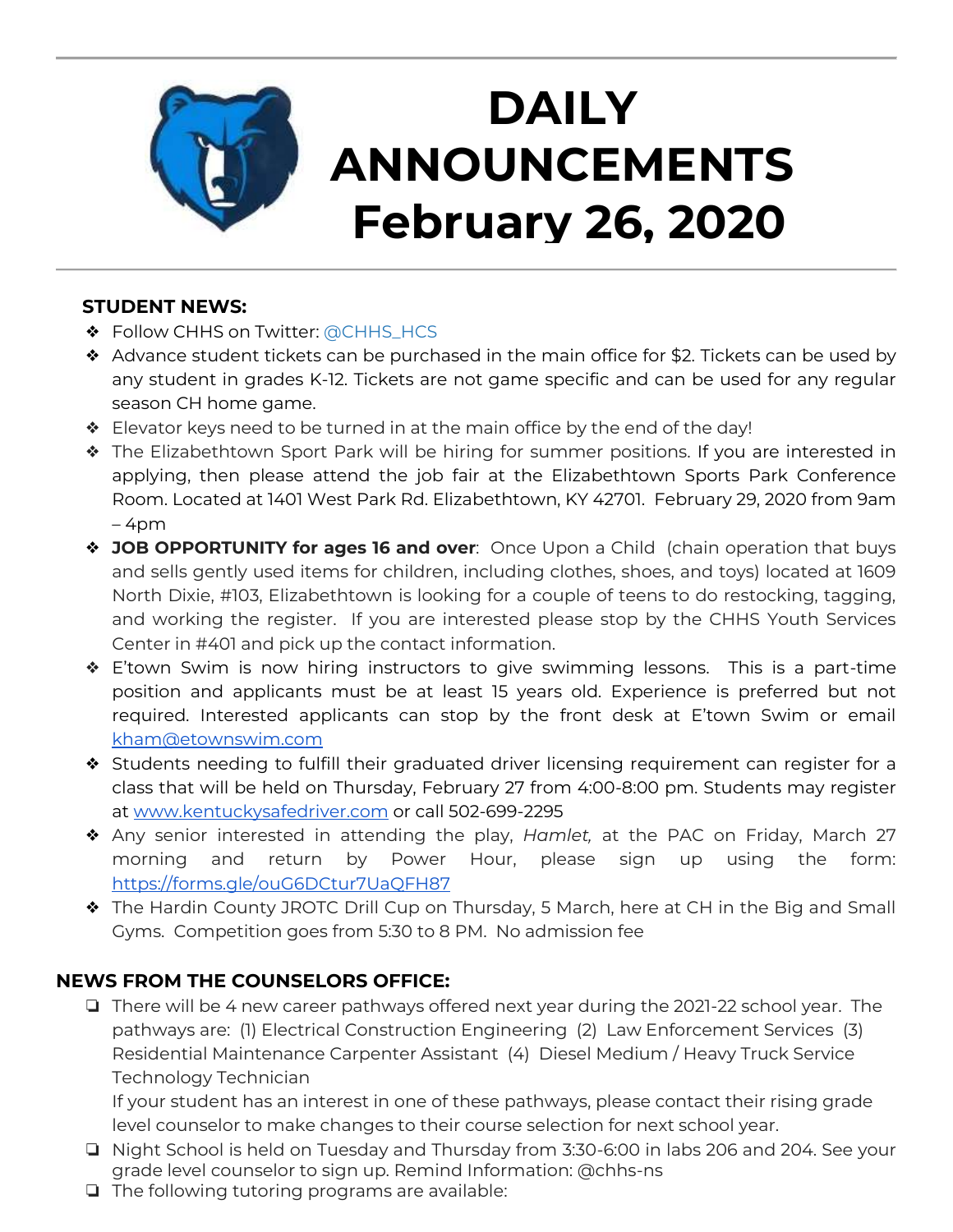# DAILY ANNOUNCEMENTS February 26, 2020

## STUDENT NEWS:

- Follow CHHS on Twitter: @CHHS_HCS
- Advance student tickets can be purchased in the main office for $2. Tickets can be used by any student in grades K-12. Tickets are not game specific and can be used for any regular season CH home game.
- Elevator keys need to be turned in at the main office by the end of the day!
- The Elizabethtown Sport Park will be hiring for summer positions. If you are interested in applying, then please attend the job fair at the Elizabethtown Sports Park Conference Room. Located at 1401 West Park Rd. Elizabethtown, KY 42701. February 29, 2020 from 9am – 4pm
- **JOB OPPORTUNITY for ages 16 and over**: Once Upon a Child (chain operation that buys and sells gently used items for children, including clothes, shoes, and toys) located at 1609 North Dixie, #103, Elizabethtown is looking for a couple of teens to do restocking, tagging, and working the register. If you are interested please stop by the CHHS Youth Services Center in #401 and pick up the contact information.
- E'town Swim is now hiring instructors to give swimming lessons. This is a part-time position and applicants must be at least 15 years old. Experience is preferred but not required. Interested applicants can stop by the front desk at E'town Swim or email kham@etownswim.com
- Students needing to fulfill their graduated driver licensing requirement can register for a class that will be held on Thursday, February 27 from 4:00-8:00 pm. Students may register at www.kentuckysafedriver.com or call 502-699-2295
- Any senior interested in attending the play, *Hamlet,* at the PAC on Friday, March 27 morning and return by Power Hour, please sign up using the form: https://forms.gle/ouG6DCtur7UaQFH87
- The Hardin County JROTC Drill Cup on Thursday, 5 March, here at CH in the Big and Small Gyms. Competition goes from 5:30 to 8 PM. No admission fee

## NEWS FROM THE COUNSELORS OFFICE:

- There will be 4 new career pathways offered next year during the 2021-22 school year. The pathways are: (1) Electrical Construction Engineering (2) Law Enforcement Services (3) Residential Maintenance Carpenter Assistant (4) Diesel Medium / Heavy Truck Service Technology Technician
  If your student has an interest in one of these pathways, please contact their rising grade level counselor to make changes to their course selection for next school year.
- Night School is held on Tuesday and Thursday from 3:30-6:00 in labs 206 and 204. See your grade level counselor to sign up. Remind Information: @chhs-ns
- The following tutoring programs are available: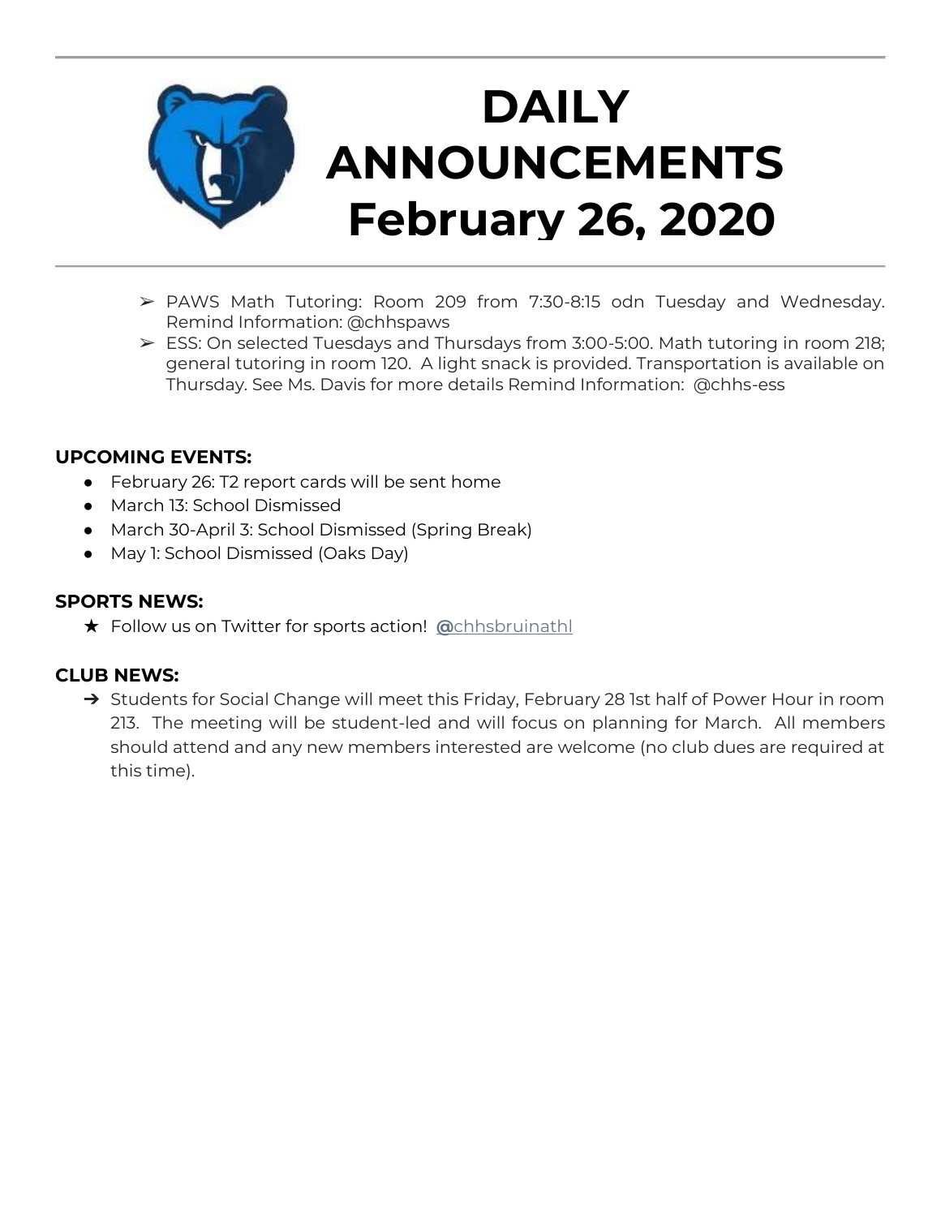# DAILY ANNOUNCEMENTS February 26, 2020

- PAWS Math Tutoring: Room 209 from 7:30-8:15 odn Tuesday and Wednesday. Remind Information: @chhspaws
- ESS: On selected Tuesdays and Thursdays from 3:00-5:00. Math tutoring in room 218; general tutoring in room 120. A light snack is provided. Transportation is available on Thursday. See Ms. Davis for more details Remind Information: @chhs-ess

### UPCOMING EVENTS:

- February 26: T2 report cards will be sent home
- March 13: School Dismissed
- March 30-April 3: School Dismissed (Spring Break)
- May 1: School Dismissed (Oaks Day)

### SPORTS NEWS:

- Follow us on Twitter for sports action! @chhsbruinathl

### CLUB NEWS:

- Students for Social Change will meet this Friday, February 28 1st half of Power Hour in room 213. The meeting will be student-led and will focus on planning for March. All members should attend and any new members interested are welcome (no club dues are required at this time).